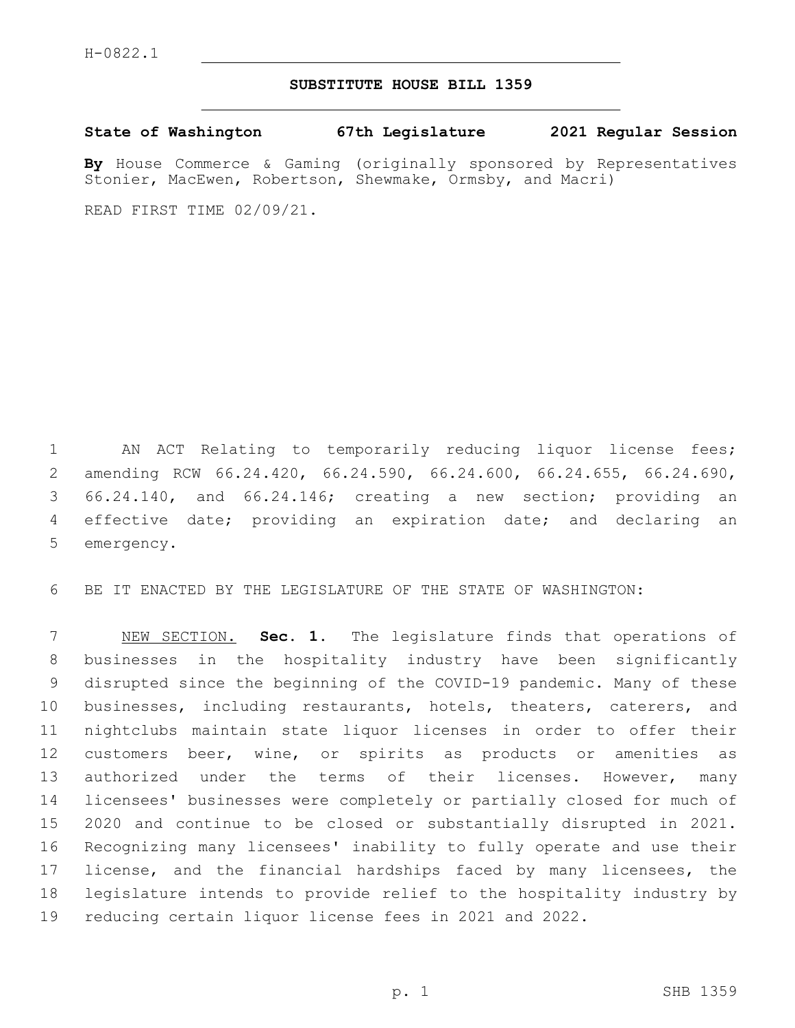H-0822.1

# SUBSTITUTE HOUSE BILL 1359

**State of Washington 67th Legislature 2021 Regular Session**

**By** House Commerce & Gaming (originally sponsored by Representatives Stonier, MacEwen, Robertson, Shewmake, Ormsby, and Macri)

READ FIRST TIME 02/09/21.

AN ACT Relating to temporarily reducing liquor license fees; amending RCW 66.24.420, 66.24.590, 66.24.600, 66.24.655, 66.24.690, 66.24.140, and 66.24.146; creating a new section; providing an effective date; providing an expiration date; and declaring an emergency.

BE IT ENACTED BY THE LEGISLATURE OF THE STATE OF WASHINGTON:

NEW SECTION. **Sec. 1.** The legislature finds that operations of businesses in the hospitality industry have been significantly disrupted since the beginning of the COVID-19 pandemic. Many of these businesses, including restaurants, hotels, theaters, caterers, and nightclubs maintain state liquor licenses in order to offer their customers beer, wine, or spirits as products or amenities as authorized under the terms of their licenses. However, many licensees' businesses were completely or partially closed for much of 2020 and continue to be closed or substantially disrupted in 2021. Recognizing many licensees' inability to fully operate and use their license, and the financial hardships faced by many licensees, the legislature intends to provide relief to the hospitality industry by reducing certain liquor license fees in 2021 and 2022.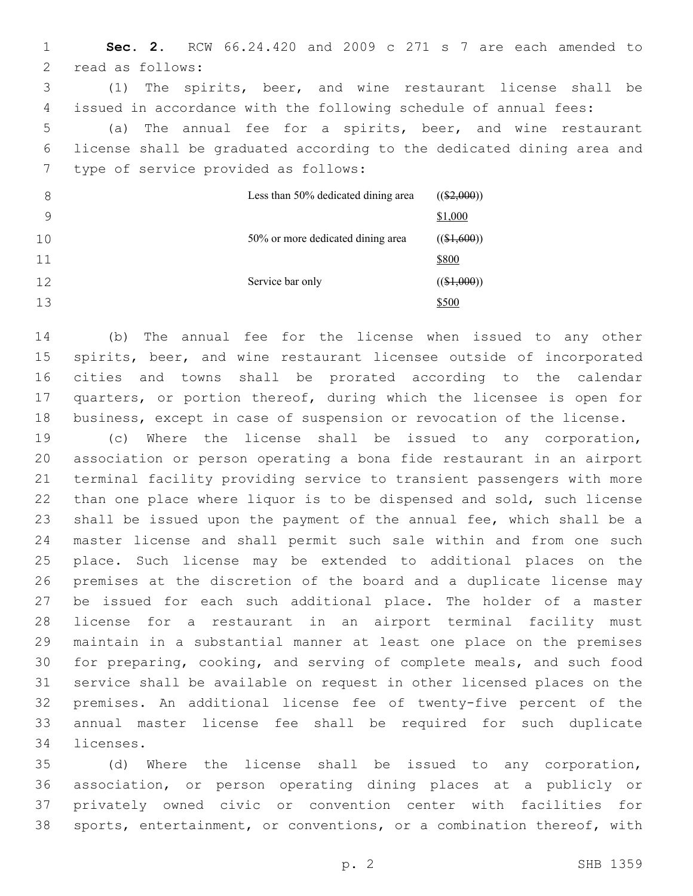**Sec. 2.** RCW 66.24.420 and 2009 c 271 s 7 are each amended to read as follows:

(1) The spirits, beer, and wine restaurant license shall be issued in accordance with the following schedule of annual fees:

(a) The annual fee for a spirits, beer, and wine restaurant license shall be graduated according to the dedicated dining area and type of service provided as follows:

| | |
|---|---|
| Less than 50% dedicated dining area | (($2,000)) $1,000 |
| 50% or more dedicated dining area | (($1,600)) $800 |
| Service bar only | (($1,000)) $500 |

(b) The annual fee for the license when issued to any other spirits, beer, and wine restaurant licensee outside of incorporated cities and towns shall be prorated according to the calendar quarters, or portion thereof, during which the licensee is open for business, except in case of suspension or revocation of the license.

(c) Where the license shall be issued to any corporation, association or person operating a bona fide restaurant in an airport terminal facility providing service to transient passengers with more than one place where liquor is to be dispensed and sold, such license shall be issued upon the payment of the annual fee, which shall be a master license and shall permit such sale within and from one such place. Such license may be extended to additional places on the premises at the discretion of the board and a duplicate license may be issued for each such additional place. The holder of a master license for a restaurant in an airport terminal facility must maintain in a substantial manner at least one place on the premises for preparing, cooking, and serving of complete meals, and such food service shall be available on request in other licensed places on the premises. An additional license fee of twenty-five percent of the annual master license fee shall be required for such duplicate licenses.

(d) Where the license shall be issued to any corporation, association, or person operating dining places at a publicly or privately owned civic or convention center with facilities for sports, entertainment, or conventions, or a combination thereof, with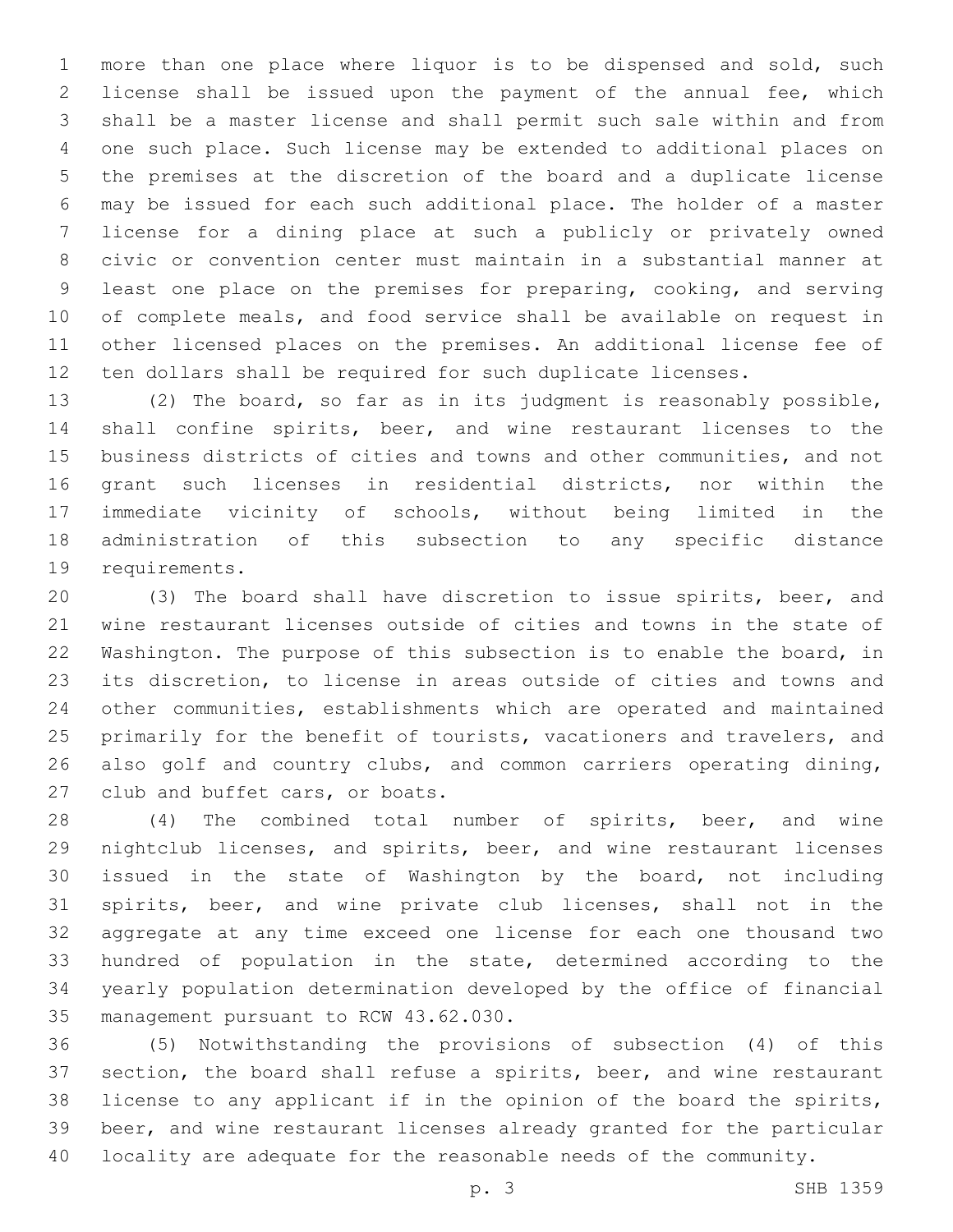more than one place where liquor is to be dispensed and sold, such license shall be issued upon the payment of the annual fee, which shall be a master license and shall permit such sale within and from one such place. Such license may be extended to additional places on the premises at the discretion of the board and a duplicate license may be issued for each such additional place. The holder of a master license for a dining place at such a publicly or privately owned civic or convention center must maintain in a substantial manner at least one place on the premises for preparing, cooking, and serving of complete meals, and food service shall be available on request in other licensed places on the premises. An additional license fee of ten dollars shall be required for such duplicate licenses.

(2) The board, so far as in its judgment is reasonably possible, shall confine spirits, beer, and wine restaurant licenses to the business districts of cities and towns and other communities, and not grant such licenses in residential districts, nor within the immediate vicinity of schools, without being limited in the administration of this subsection to any specific distance requirements.

(3) The board shall have discretion to issue spirits, beer, and wine restaurant licenses outside of cities and towns in the state of Washington. The purpose of this subsection is to enable the board, in its discretion, to license in areas outside of cities and towns and other communities, establishments which are operated and maintained primarily for the benefit of tourists, vacationers and travelers, and also golf and country clubs, and common carriers operating dining, club and buffet cars, or boats.

(4) The combined total number of spirits, beer, and wine nightclub licenses, and spirits, beer, and wine restaurant licenses issued in the state of Washington by the board, not including spirits, beer, and wine private club licenses, shall not in the aggregate at any time exceed one license for each one thousand two hundred of population in the state, determined according to the yearly population determination developed by the office of financial management pursuant to RCW 43.62.030.

(5) Notwithstanding the provisions of subsection (4) of this section, the board shall refuse a spirits, beer, and wine restaurant license to any applicant if in the opinion of the board the spirits, beer, and wine restaurant licenses already granted for the particular locality are adequate for the reasonable needs of the community.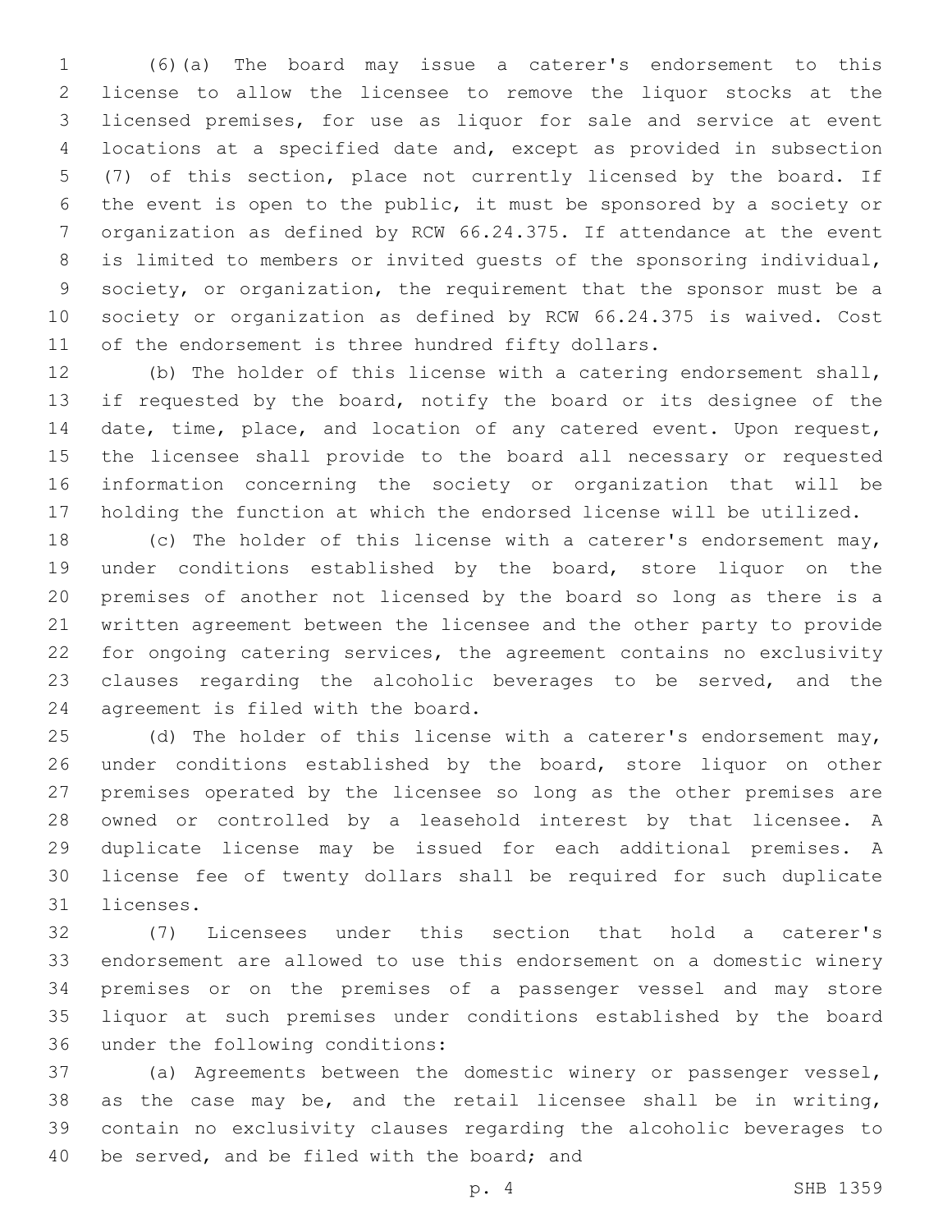(6)(a) The board may issue a caterer's endorsement to this license to allow the licensee to remove the liquor stocks at the licensed premises, for use as liquor for sale and service at event locations at a specified date and, except as provided in subsection (7) of this section, place not currently licensed by the board. If the event is open to the public, it must be sponsored by a society or organization as defined by RCW 66.24.375. If attendance at the event is limited to members or invited guests of the sponsoring individual, society, or organization, the requirement that the sponsor must be a society or organization as defined by RCW 66.24.375 is waived. Cost of the endorsement is three hundred fifty dollars.

(b) The holder of this license with a catering endorsement shall, if requested by the board, notify the board or its designee of the date, time, place, and location of any catered event. Upon request, the licensee shall provide to the board all necessary or requested information concerning the society or organization that will be holding the function at which the endorsed license will be utilized.

(c) The holder of this license with a caterer's endorsement may, under conditions established by the board, store liquor on the premises of another not licensed by the board so long as there is a written agreement between the licensee and the other party to provide for ongoing catering services, the agreement contains no exclusivity clauses regarding the alcoholic beverages to be served, and the agreement is filed with the board.

(d) The holder of this license with a caterer's endorsement may, under conditions established by the board, store liquor on other premises operated by the licensee so long as the other premises are owned or controlled by a leasehold interest by that licensee. A duplicate license may be issued for each additional premises. A license fee of twenty dollars shall be required for such duplicate licenses.

(7) Licensees under this section that hold a caterer's endorsement are allowed to use this endorsement on a domestic winery premises or on the premises of a passenger vessel and may store liquor at such premises under conditions established by the board under the following conditions:

(a) Agreements between the domestic winery or passenger vessel, as the case may be, and the retail licensee shall be in writing, contain no exclusivity clauses regarding the alcoholic beverages to be served, and be filed with the board; and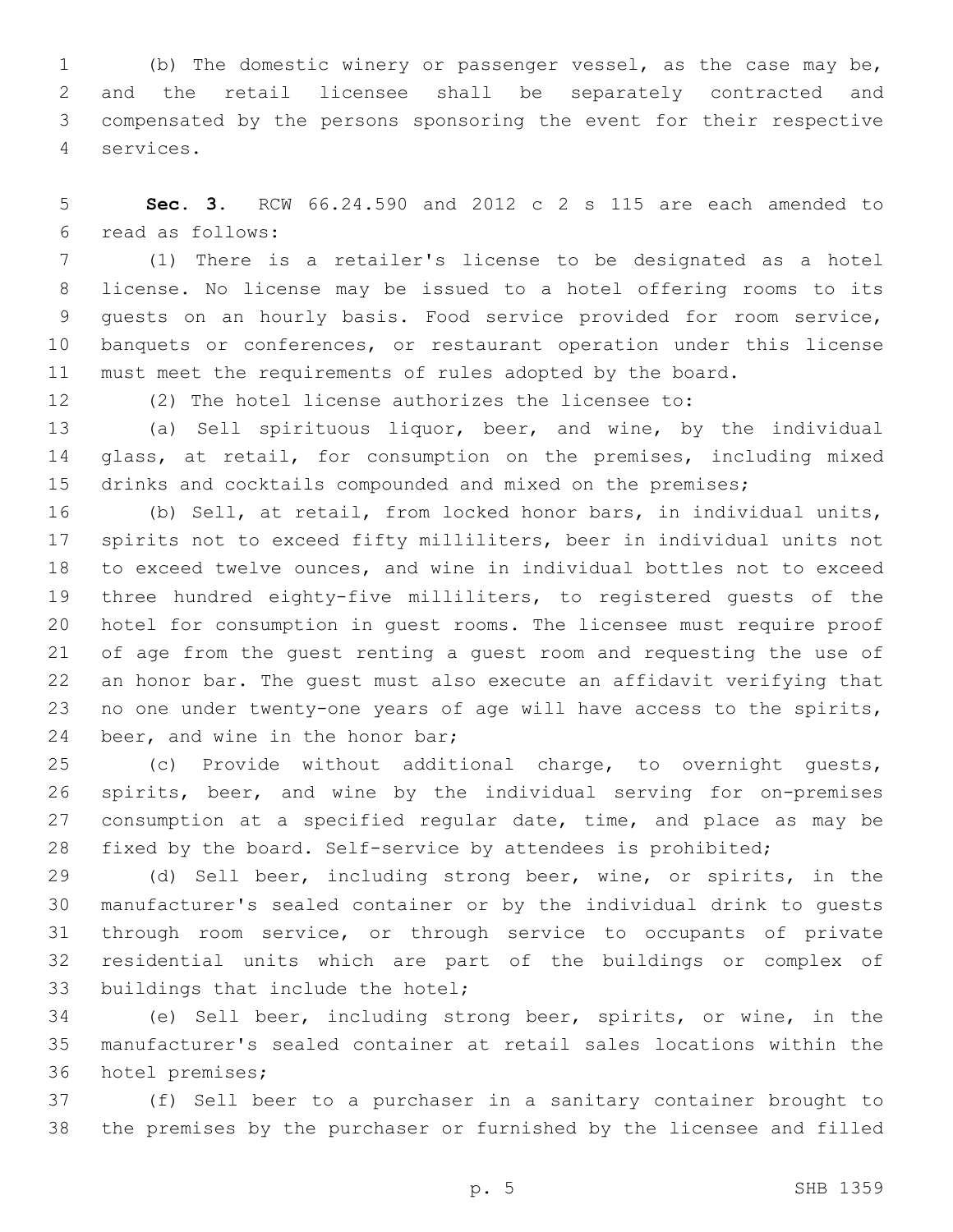(b) The domestic winery or passenger vessel, as the case may be, and the retail licensee shall be separately contracted and compensated by the persons sponsoring the event for their respective services.

**Sec. 3.** RCW 66.24.590 and 2012 c 2 s 115 are each amended to read as follows:

(1) There is a retailer's license to be designated as a hotel license. No license may be issued to a hotel offering rooms to its guests on an hourly basis. Food service provided for room service, banquets or conferences, or restaurant operation under this license must meet the requirements of rules adopted by the board.

(2) The hotel license authorizes the licensee to:

(a) Sell spirituous liquor, beer, and wine, by the individual glass, at retail, for consumption on the premises, including mixed drinks and cocktails compounded and mixed on the premises;

(b) Sell, at retail, from locked honor bars, in individual units, spirits not to exceed fifty milliliters, beer in individual units not to exceed twelve ounces, and wine in individual bottles not to exceed three hundred eighty-five milliliters, to registered guests of the hotel for consumption in guest rooms. The licensee must require proof of age from the guest renting a guest room and requesting the use of an honor bar. The guest must also execute an affidavit verifying that no one under twenty-one years of age will have access to the spirits, beer, and wine in the honor bar;

(c) Provide without additional charge, to overnight guests, spirits, beer, and wine by the individual serving for on-premises consumption at a specified regular date, time, and place as may be fixed by the board. Self-service by attendees is prohibited;

(d) Sell beer, including strong beer, wine, or spirits, in the manufacturer's sealed container or by the individual drink to guests through room service, or through service to occupants of private residential units which are part of the buildings or complex of buildings that include the hotel;

(e) Sell beer, including strong beer, spirits, or wine, in the manufacturer's sealed container at retail sales locations within the hotel premises;

(f) Sell beer to a purchaser in a sanitary container brought to the premises by the purchaser or furnished by the licensee and filled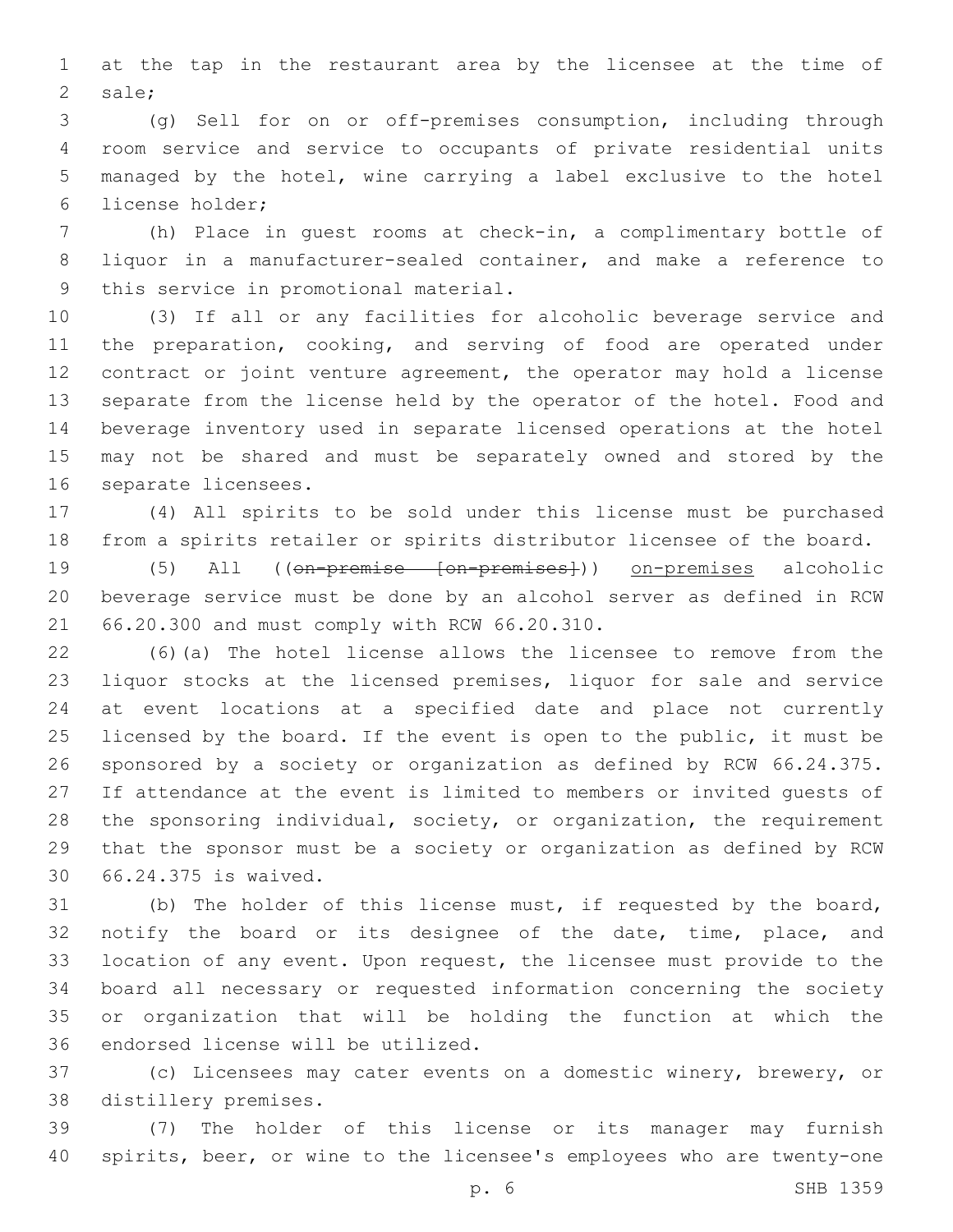at the tap in the restaurant area by the licensee at the time of sale;

(g) Sell for on or off-premises consumption, including through room service and service to occupants of private residential units managed by the hotel, wine carrying a label exclusive to the hotel license holder;

(h) Place in guest rooms at check-in, a complimentary bottle of liquor in a manufacturer-sealed container, and make a reference to this service in promotional material.

(3) If all or any facilities for alcoholic beverage service and the preparation, cooking, and serving of food are operated under contract or joint venture agreement, the operator may hold a license separate from the license held by the operator of the hotel. Food and beverage inventory used in separate licensed operations at the hotel may not be shared and must be separately owned and stored by the separate licensees.

(4) All spirits to be sold under this license must be purchased from a spirits retailer or spirits distributor licensee of the board.

(5) All ((~~on-premise [on-premises]~~)) <u>on-premises</u> alcoholic beverage service must be done by an alcohol server as defined in RCW 66.20.300 and must comply with RCW 66.20.310.

(6)(a) The hotel license allows the licensee to remove from the liquor stocks at the licensed premises, liquor for sale and service at event locations at a specified date and place not currently licensed by the board. If the event is open to the public, it must be sponsored by a society or organization as defined by RCW 66.24.375. If attendance at the event is limited to members or invited guests of the sponsoring individual, society, or organization, the requirement that the sponsor must be a society or organization as defined by RCW 66.24.375 is waived.

(b) The holder of this license must, if requested by the board, notify the board or its designee of the date, time, place, and location of any event. Upon request, the licensee must provide to the board all necessary or requested information concerning the society or organization that will be holding the function at which the endorsed license will be utilized.

(c) Licensees may cater events on a domestic winery, brewery, or distillery premises.

(7) The holder of this license or its manager may furnish spirits, beer, or wine to the licensee's employees who are twenty-one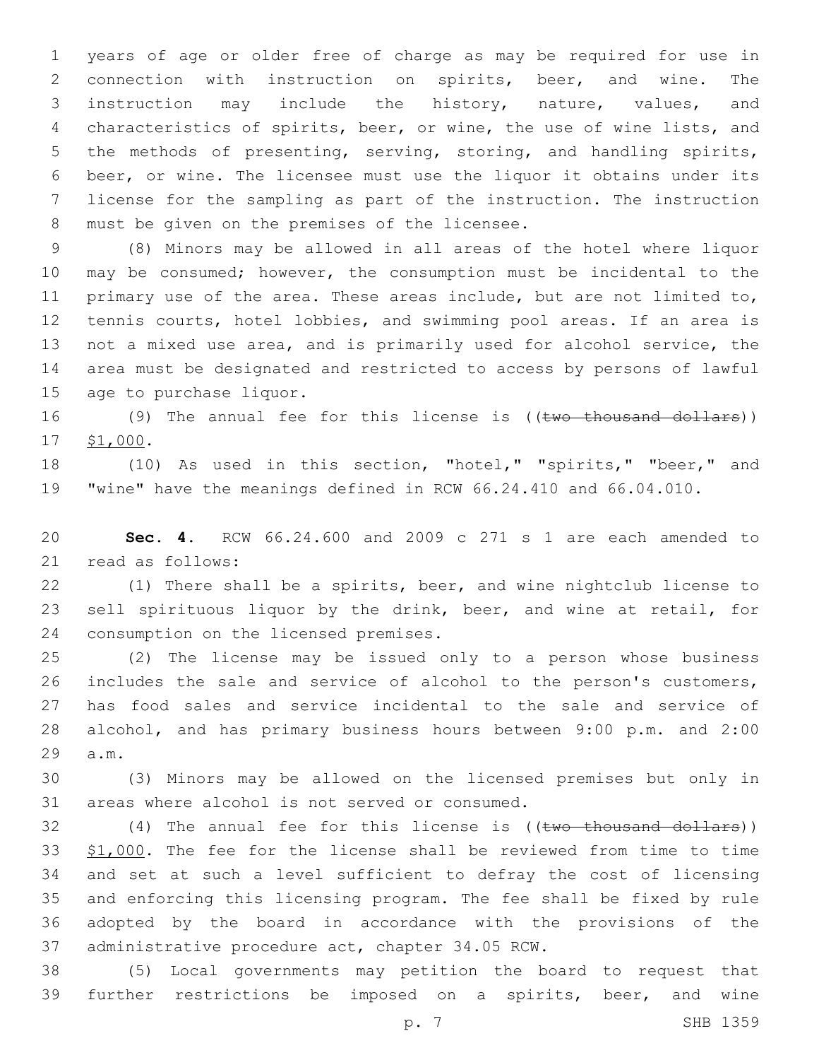years of age or older free of charge as may be required for use in connection with instruction on spirits, beer, and wine. The instruction may include the history, nature, values, and characteristics of spirits, beer, or wine, the use of wine lists, and the methods of presenting, serving, storing, and handling spirits, beer, or wine. The licensee must use the liquor it obtains under its license for the sampling as part of the instruction. The instruction must be given on the premises of the licensee.

(8) Minors may be allowed in all areas of the hotel where liquor may be consumed; however, the consumption must be incidental to the primary use of the area. These areas include, but are not limited to, tennis courts, hotel lobbies, and swimming pool areas. If an area is not a mixed use area, and is primarily used for alcohol service, the area must be designated and restricted to access by persons of lawful age to purchase liquor.

(9) The annual fee for this license is ((~~two thousand dollars~~)) <u>$1,000</u>.

(10) As used in this section, "hotel," "spirits," "beer," and "wine" have the meanings defined in RCW 66.24.410 and 66.04.010.

**Sec. 4.** RCW 66.24.600 and 2009 c 271 s 1 are each amended to read as follows:

(1) There shall be a spirits, beer, and wine nightclub license to sell spirituous liquor by the drink, beer, and wine at retail, for consumption on the licensed premises.

(2) The license may be issued only to a person whose business includes the sale and service of alcohol to the person's customers, has food sales and service incidental to the sale and service of alcohol, and has primary business hours between 9:00 p.m. and 2:00 a.m.

(3) Minors may be allowed on the licensed premises but only in areas where alcohol is not served or consumed.

(4) The annual fee for this license is ((~~two thousand dollars~~)) <u>$1,000</u>. The fee for the license shall be reviewed from time to time and set at such a level sufficient to defray the cost of licensing and enforcing this licensing program. The fee shall be fixed by rule adopted by the board in accordance with the provisions of the administrative procedure act, chapter 34.05 RCW.

(5) Local governments may petition the board to request that further restrictions be imposed on a spirits, beer, and wine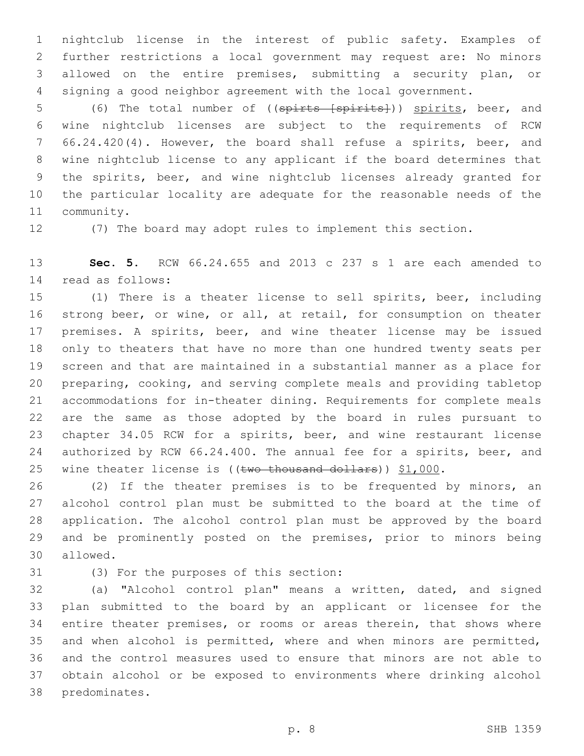nightclub license in the interest of public safety. Examples of further restrictions a local government may request are: No minors allowed on the entire premises, submitting a security plan, or signing a good neighbor agreement with the local government.

(6) The total number of ((~~spirts [spirits]~~)) spirits, beer, and wine nightclub licenses are subject to the requirements of RCW 66.24.420(4). However, the board shall refuse a spirits, beer, and wine nightclub license to any applicant if the board determines that the spirits, beer, and wine nightclub licenses already granted for the particular locality are adequate for the reasonable needs of the community.

(7) The board may adopt rules to implement this section.

**Sec. 5.** RCW 66.24.655 and 2013 c 237 s 1 are each amended to read as follows:

(1) There is a theater license to sell spirits, beer, including strong beer, or wine, or all, at retail, for consumption on theater premises. A spirits, beer, and wine theater license may be issued only to theaters that have no more than one hundred twenty seats per screen and that are maintained in a substantial manner as a place for preparing, cooking, and serving complete meals and providing tabletop accommodations for in-theater dining. Requirements for complete meals are the same as those adopted by the board in rules pursuant to chapter 34.05 RCW for a spirits, beer, and wine restaurant license authorized by RCW 66.24.400. The annual fee for a spirits, beer, and wine theater license is ((~~two thousand dollars~~)) $1,000.

(2) If the theater premises is to be frequented by minors, an alcohol control plan must be submitted to the board at the time of application. The alcohol control plan must be approved by the board and be prominently posted on the premises, prior to minors being allowed.

(3) For the purposes of this section:

(a) "Alcohol control plan" means a written, dated, and signed plan submitted to the board by an applicant or licensee for the entire theater premises, or rooms or areas therein, that shows where and when alcohol is permitted, where and when minors are permitted, and the control measures used to ensure that minors are not able to obtain alcohol or be exposed to environments where drinking alcohol predominates.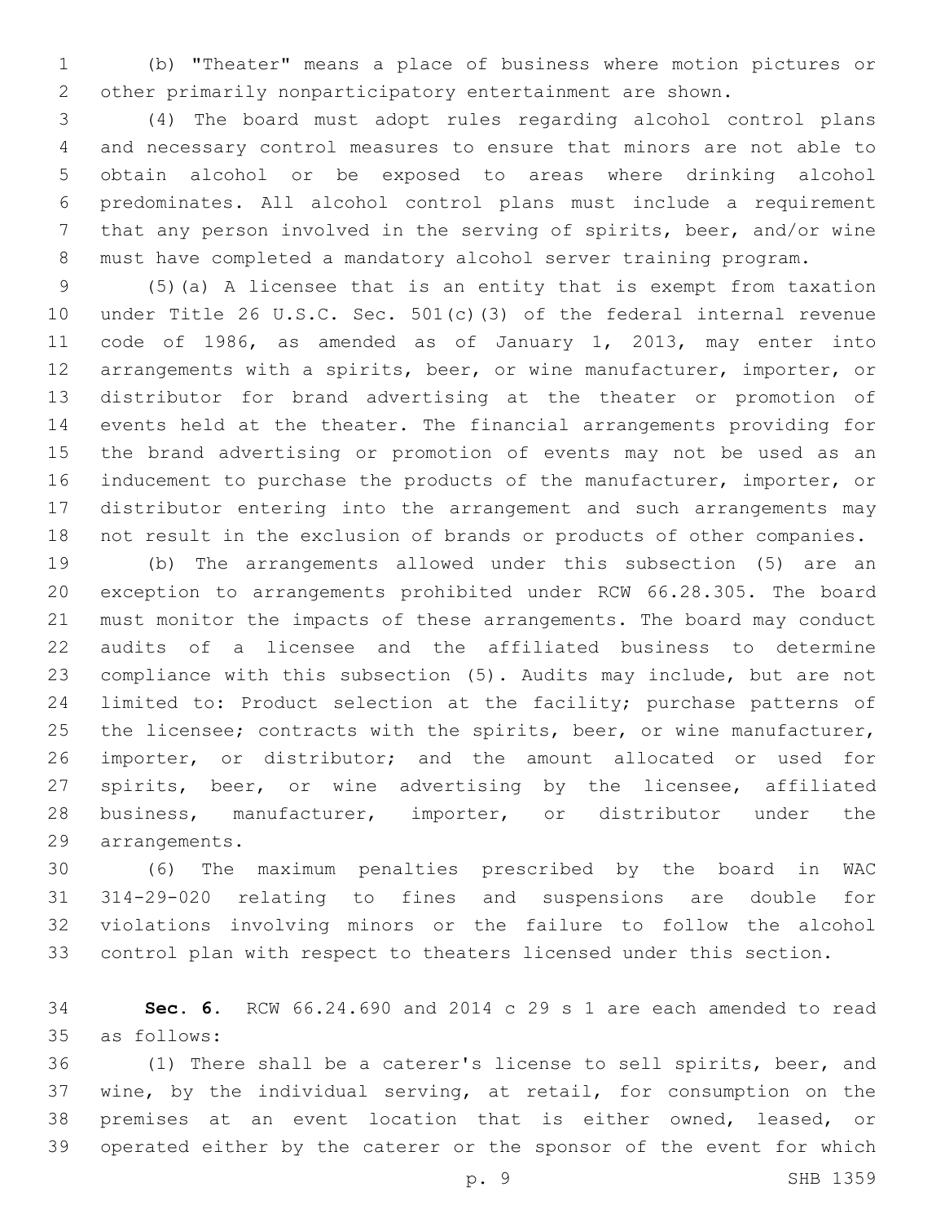(b) "Theater" means a place of business where motion pictures or other primarily nonparticipatory entertainment are shown.

(4) The board must adopt rules regarding alcohol control plans and necessary control measures to ensure that minors are not able to obtain alcohol or be exposed to areas where drinking alcohol predominates. All alcohol control plans must include a requirement that any person involved in the serving of spirits, beer, and/or wine must have completed a mandatory alcohol server training program.

(5)(a) A licensee that is an entity that is exempt from taxation under Title 26 U.S.C. Sec. 501(c)(3) of the federal internal revenue code of 1986, as amended as of January 1, 2013, may enter into arrangements with a spirits, beer, or wine manufacturer, importer, or distributor for brand advertising at the theater or promotion of events held at the theater. The financial arrangements providing for the brand advertising or promotion of events may not be used as an inducement to purchase the products of the manufacturer, importer, or distributor entering into the arrangement and such arrangements may not result in the exclusion of brands or products of other companies.

(b) The arrangements allowed under this subsection (5) are an exception to arrangements prohibited under RCW 66.28.305. The board must monitor the impacts of these arrangements. The board may conduct audits of a licensee and the affiliated business to determine compliance with this subsection (5). Audits may include, but are not limited to: Product selection at the facility; purchase patterns of the licensee; contracts with the spirits, beer, or wine manufacturer, importer, or distributor; and the amount allocated or used for spirits, beer, or wine advertising by the licensee, affiliated business, manufacturer, importer, or distributor under the arrangements.

(6) The maximum penalties prescribed by the board in WAC 314-29-020 relating to fines and suspensions are double for violations involving minors or the failure to follow the alcohol control plan with respect to theaters licensed under this section.

**Sec. 6.** RCW 66.24.690 and 2014 c 29 s 1 are each amended to read as follows:

(1) There shall be a caterer's license to sell spirits, beer, and wine, by the individual serving, at retail, for consumption on the premises at an event location that is either owned, leased, or operated either by the caterer or the sponsor of the event for which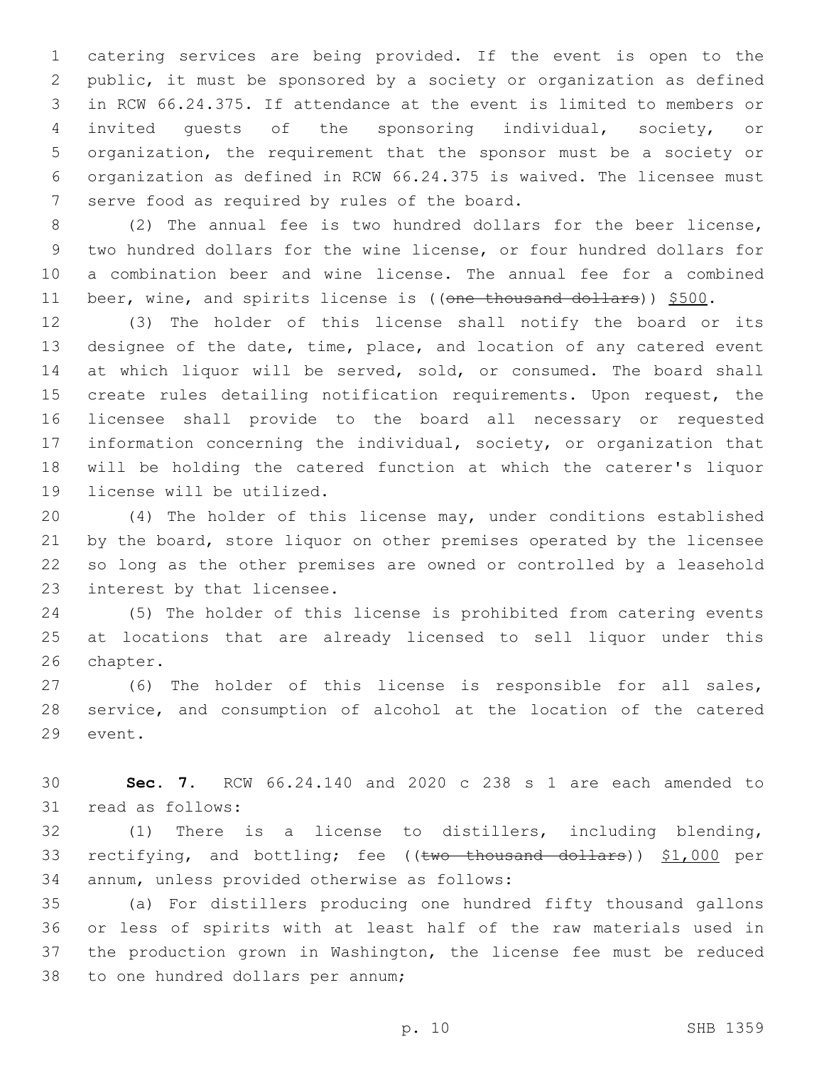catering services are being provided. If the event is open to the public, it must be sponsored by a society or organization as defined in RCW 66.24.375. If attendance at the event is limited to members or invited guests of the sponsoring individual, society, or organization, the requirement that the sponsor must be a society or organization as defined in RCW 66.24.375 is waived. The licensee must serve food as required by rules of the board.

(2) The annual fee is two hundred dollars for the beer license, two hundred dollars for the wine license, or four hundred dollars for a combination beer and wine license. The annual fee for a combined beer, wine, and spirits license is ((~~one thousand dollars~~)) <u>$500</u>.

(3) The holder of this license shall notify the board or its designee of the date, time, place, and location of any catered event at which liquor will be served, sold, or consumed. The board shall create rules detailing notification requirements. Upon request, the licensee shall provide to the board all necessary or requested information concerning the individual, society, or organization that will be holding the catered function at which the caterer's liquor license will be utilized.

(4) The holder of this license may, under conditions established by the board, store liquor on other premises operated by the licensee so long as the other premises are owned or controlled by a leasehold interest by that licensee.

(5) The holder of this license is prohibited from catering events at locations that are already licensed to sell liquor under this chapter.

(6) The holder of this license is responsible for all sales, service, and consumption of alcohol at the location of the catered event.

**Sec. 7.** RCW 66.24.140 and 2020 c 238 s 1 are each amended to read as follows:

(1) There is a license to distillers, including blending, rectifying, and bottling; fee ((~~two thousand dollars~~)) <u>$1,000</u> per annum, unless provided otherwise as follows:

(a) For distillers producing one hundred fifty thousand gallons or less of spirits with at least half of the raw materials used in the production grown in Washington, the license fee must be reduced to one hundred dollars per annum;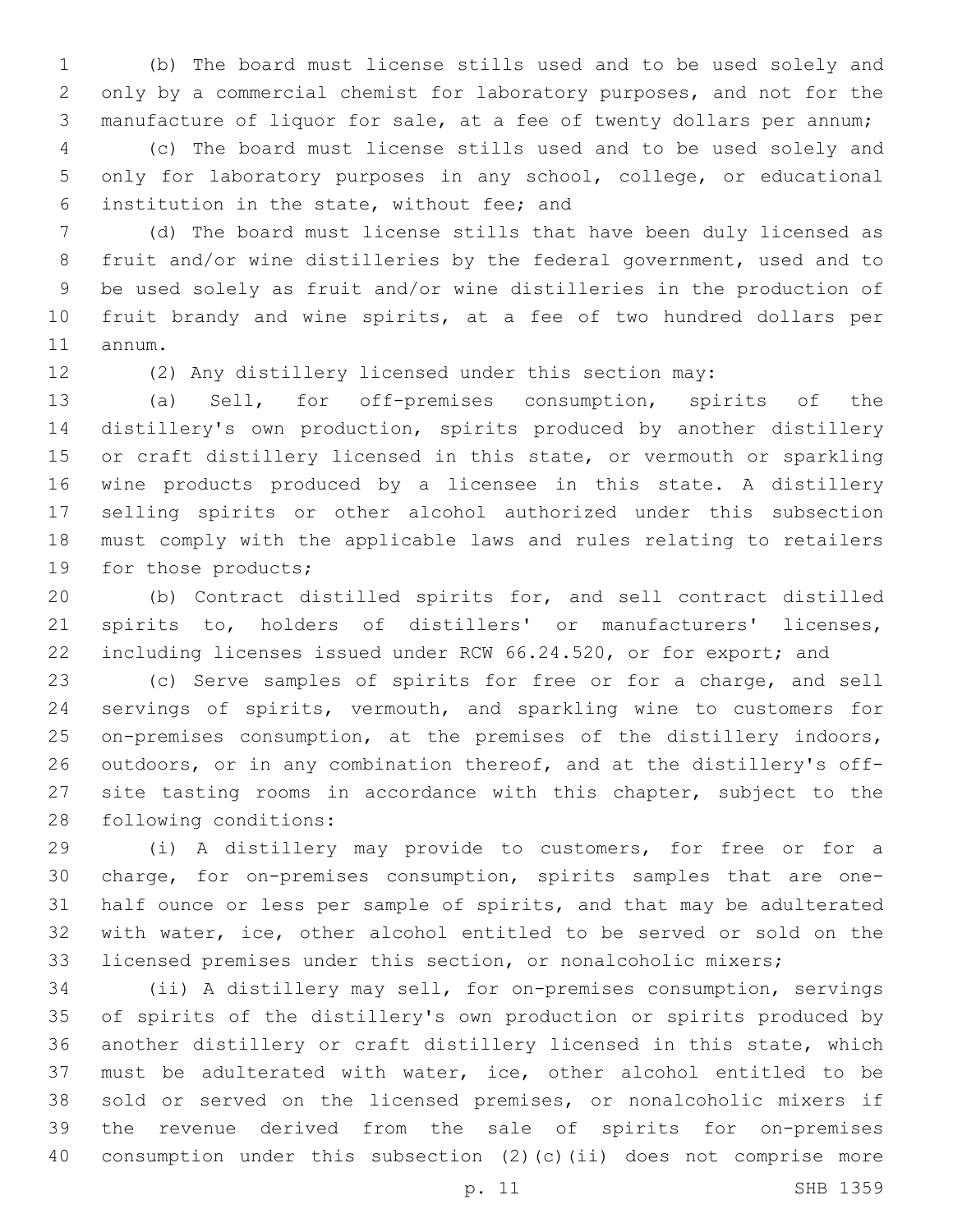(b) The board must license stills used and to be used solely and only by a commercial chemist for laboratory purposes, and not for the manufacture of liquor for sale, at a fee of twenty dollars per annum;

(c) The board must license stills used and to be used solely and only for laboratory purposes in any school, college, or educational institution in the state, without fee; and

(d) The board must license stills that have been duly licensed as fruit and/or wine distilleries by the federal government, used and to be used solely as fruit and/or wine distilleries in the production of fruit brandy and wine spirits, at a fee of two hundred dollars per annum.

(2) Any distillery licensed under this section may:

(a) Sell, for off-premises consumption, spirits of the distillery's own production, spirits produced by another distillery or craft distillery licensed in this state, or vermouth or sparkling wine products produced by a licensee in this state. A distillery selling spirits or other alcohol authorized under this subsection must comply with the applicable laws and rules relating to retailers for those products;

(b) Contract distilled spirits for, and sell contract distilled spirits to, holders of distillers' or manufacturers' licenses, including licenses issued under RCW 66.24.520, or for export; and

(c) Serve samples of spirits for free or for a charge, and sell servings of spirits, vermouth, and sparkling wine to customers for on-premises consumption, at the premises of the distillery indoors, outdoors, or in any combination thereof, and at the distillery's off-site tasting rooms in accordance with this chapter, subject to the following conditions:

(i) A distillery may provide to customers, for free or for a charge, for on-premises consumption, spirits samples that are one-half ounce or less per sample of spirits, and that may be adulterated with water, ice, other alcohol entitled to be served or sold on the licensed premises under this section, or nonalcoholic mixers;

(ii) A distillery may sell, for on-premises consumption, servings of spirits of the distillery's own production or spirits produced by another distillery or craft distillery licensed in this state, which must be adulterated with water, ice, other alcohol entitled to be sold or served on the licensed premises, or nonalcoholic mixers if the revenue derived from the sale of spirits for on-premises consumption under this subsection (2)(c)(ii) does not comprise more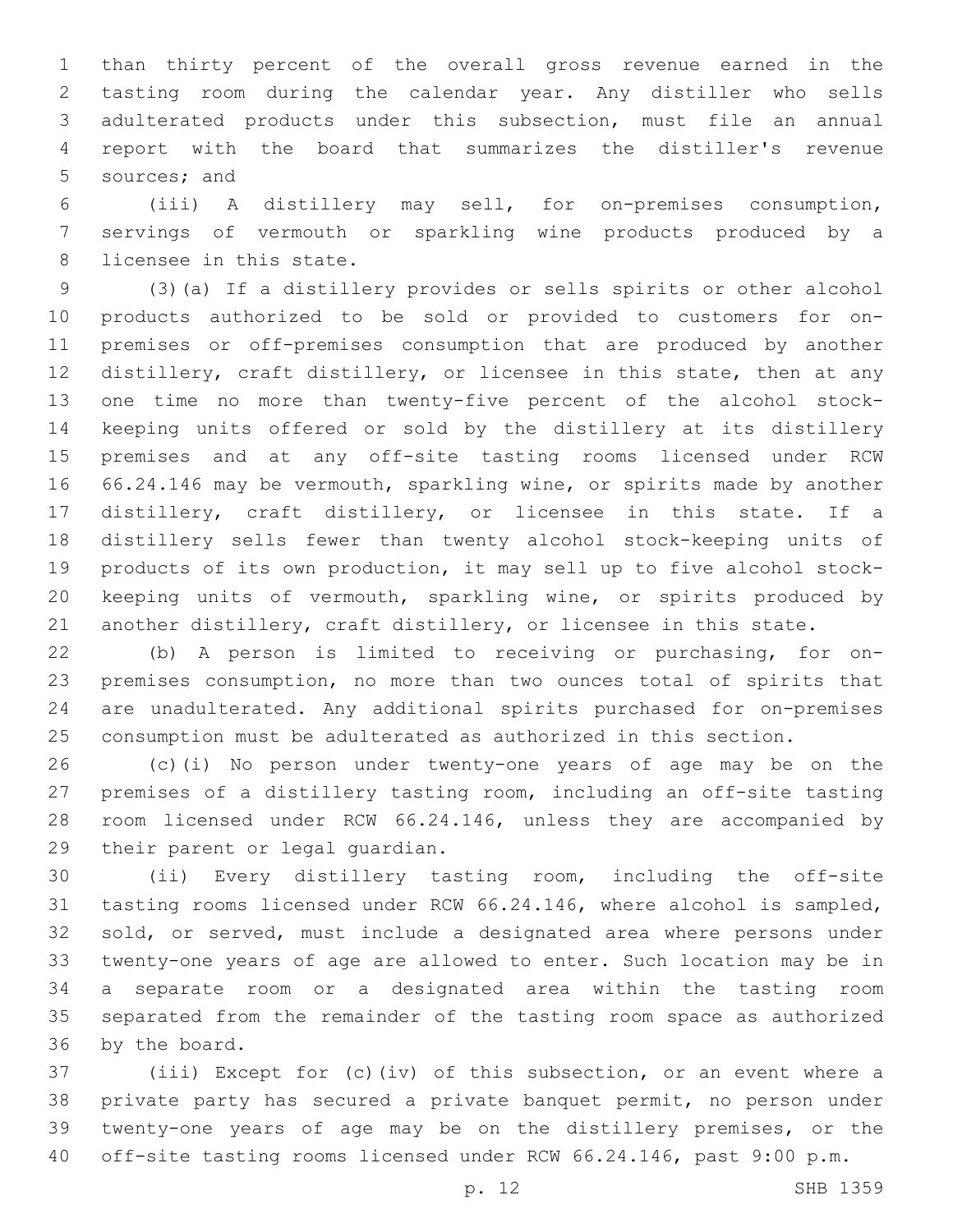than thirty percent of the overall gross revenue earned in the tasting room during the calendar year. Any distiller who sells adulterated products under this subsection, must file an annual report with the board that summarizes the distiller's revenue sources; and

(iii) A distillery may sell, for on-premises consumption, servings of vermouth or sparkling wine products produced by a licensee in this state.

(3)(a) If a distillery provides or sells spirits or other alcohol products authorized to be sold or provided to customers for on-premises or off-premises consumption that are produced by another distillery, craft distillery, or licensee in this state, then at any one time no more than twenty-five percent of the alcohol stock-keeping units offered or sold by the distillery at its distillery premises and at any off-site tasting rooms licensed under RCW 66.24.146 may be vermouth, sparkling wine, or spirits made by another distillery, craft distillery, or licensee in this state. If a distillery sells fewer than twenty alcohol stock-keeping units of products of its own production, it may sell up to five alcohol stock-keeping units of vermouth, sparkling wine, or spirits produced by another distillery, craft distillery, or licensee in this state.

(b) A person is limited to receiving or purchasing, for on-premises consumption, no more than two ounces total of spirits that are unadulterated. Any additional spirits purchased for on-premises consumption must be adulterated as authorized in this section.

(c)(i) No person under twenty-one years of age may be on the premises of a distillery tasting room, including an off-site tasting room licensed under RCW 66.24.146, unless they are accompanied by their parent or legal guardian.

(ii) Every distillery tasting room, including the off-site tasting rooms licensed under RCW 66.24.146, where alcohol is sampled, sold, or served, must include a designated area where persons under twenty-one years of age are allowed to enter. Such location may be in a separate room or a designated area within the tasting room separated from the remainder of the tasting room space as authorized by the board.

(iii) Except for (c)(iv) of this subsection, or an event where a private party has secured a private banquet permit, no person under twenty-one years of age may be on the distillery premises, or the off-site tasting rooms licensed under RCW 66.24.146, past 9:00 p.m.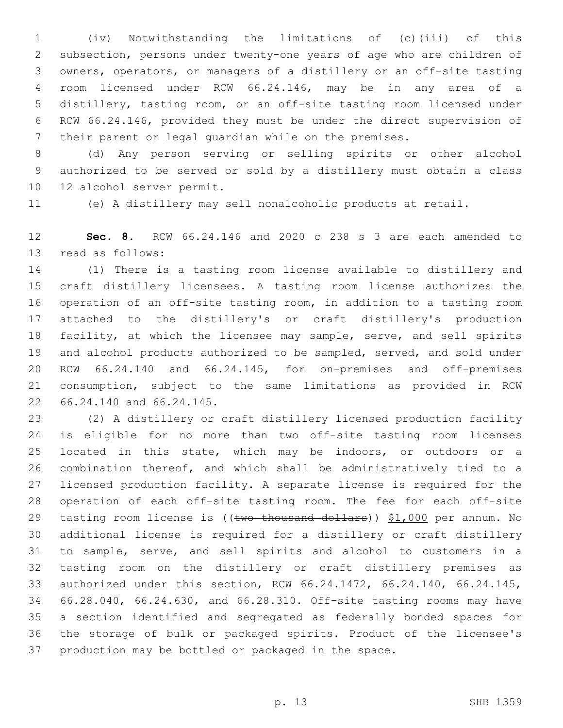(iv) Notwithstanding the limitations of (c)(iii) of this subsection, persons under twenty-one years of age who are children of owners, operators, or managers of a distillery or an off-site tasting room licensed under RCW 66.24.146, may be in any area of a distillery, tasting room, or an off-site tasting room licensed under RCW 66.24.146, provided they must be under the direct supervision of their parent or legal guardian while on the premises.

(d) Any person serving or selling spirits or other alcohol authorized to be served or sold by a distillery must obtain a class 12 alcohol server permit.

(e) A distillery may sell nonalcoholic products at retail.

**Sec. 8.** RCW 66.24.146 and 2020 c 238 s 3 are each amended to read as follows:

(1) There is a tasting room license available to distillery and craft distillery licensees. A tasting room license authorizes the operation of an off-site tasting room, in addition to a tasting room attached to the distillery's or craft distillery's production facility, at which the licensee may sample, serve, and sell spirits and alcohol products authorized to be sampled, served, and sold under RCW 66.24.140 and 66.24.145, for on-premises and off-premises consumption, subject to the same limitations as provided in RCW 66.24.140 and 66.24.145.

(2) A distillery or craft distillery licensed production facility is eligible for no more than two off-site tasting room licenses located in this state, which may be indoors, or outdoors or a combination thereof, and which shall be administratively tied to a licensed production facility. A separate license is required for the operation of each off-site tasting room. The fee for each off-site tasting room license is ((~~two thousand dollars~~)) <u>$1,000</u> per annum. No additional license is required for a distillery or craft distillery to sample, serve, and sell spirits and alcohol to customers in a tasting room on the distillery or craft distillery premises as authorized under this section, RCW 66.24.1472, 66.24.140, 66.24.145, 66.28.040, 66.24.630, and 66.28.310. Off-site tasting rooms may have a section identified and segregated as federally bonded spaces for the storage of bulk or packaged spirits. Product of the licensee's production may be bottled or packaged in the space.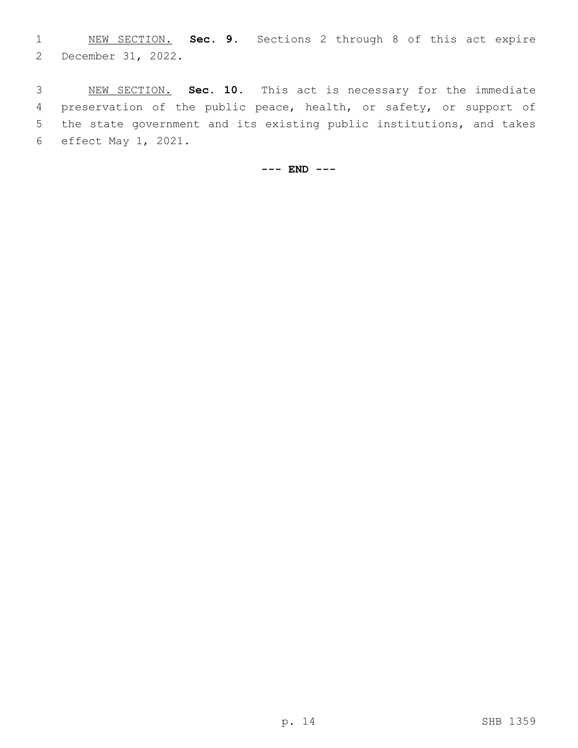NEW SECTION. **Sec. 9.** Sections 2 through 8 of this act expire December 31, 2022.

NEW SECTION. **Sec. 10.** This act is necessary for the immediate preservation of the public peace, health, or safety, or support of the state government and its existing public institutions, and takes effect May 1, 2021.

**--- END ---**